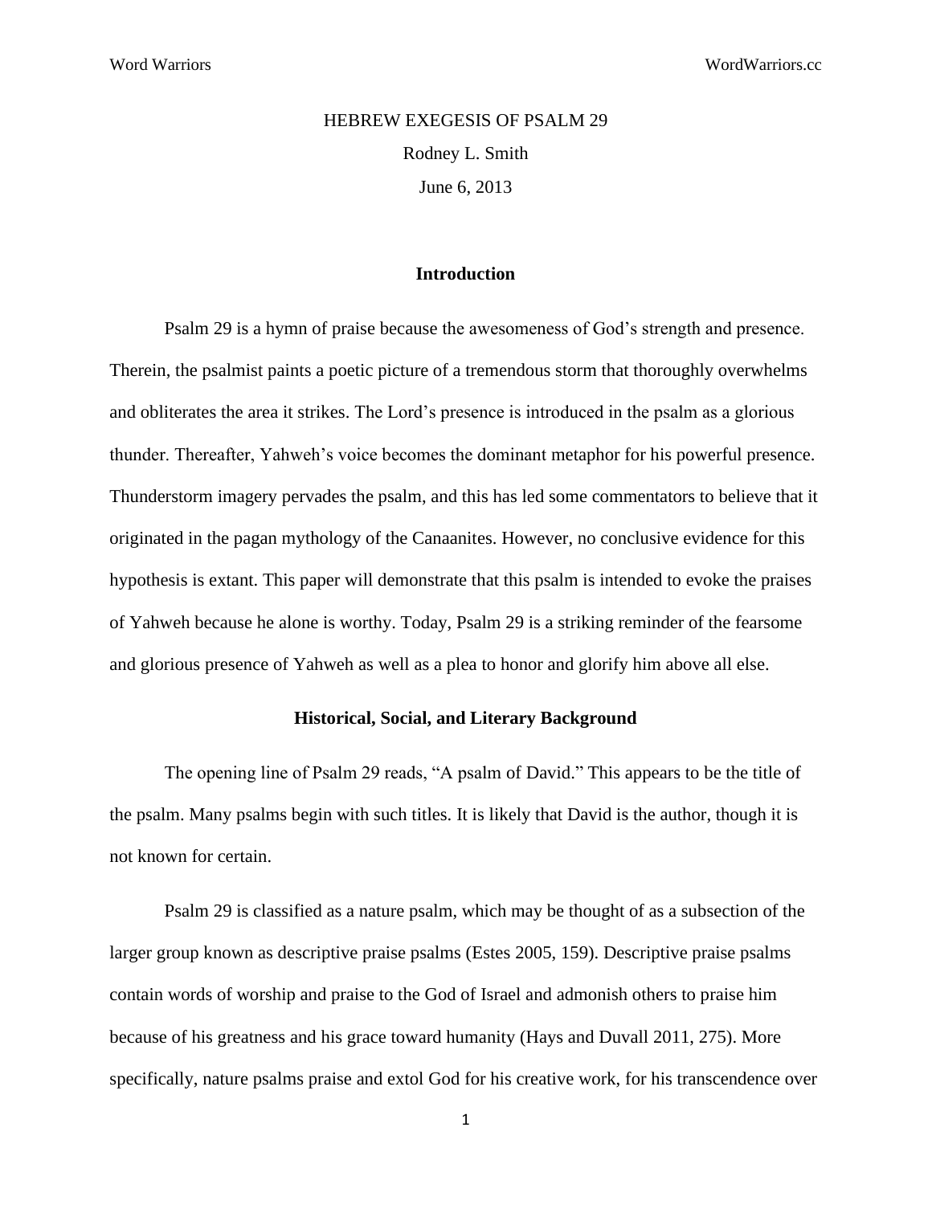HEBREW EXEGESIS OF PSALM 29

Rodney L. Smith

June 6, 2013

## Introduction

Psalm 29 is a hymn of praise because the awesomeness of God's strength and presence. Therein, the psalmist paints a poetic picture of a tremendous storm that thoroughly overwhelms and obliterates the area it strikes. The Lord's presence is introduced in the psalm as a glorious thunder. Thereafter, Yahweh's voice becomes the dominant metaphor for his powerful presence. Thunderstorm imagery pervades the psalm, and this has led some commentators to believe that it originated in the pagan mythology of the Canaanites. However, no conclusive evidence for this hypothesis is extant. This paper will demonstrate that this psalm is intended to evoke the praises of Yahweh because he alone is worthy. Today, Psalm 29 is a striking reminder of the fearsome and glorious presence of Yahweh as well as a plea to honor and glorify him above all else.

## Historical, Social, and Literary Background

The opening line of Psalm 29 reads, "A psalm of David." This appears to be the title of the psalm. Many psalms begin with such titles. It is likely that David is the author, though it is not known for certain.

Psalm 29 is classified as a nature psalm, which may be thought of as a subsection of the larger group known as descriptive praise psalms (Estes 2005, 159). Descriptive praise psalms contain words of worship and praise to the God of Israel and admonish others to praise him because of his greatness and his grace toward humanity (Hays and Duvall 2011, 275). More specifically, nature psalms praise and extol God for his creative work, for his transcendence over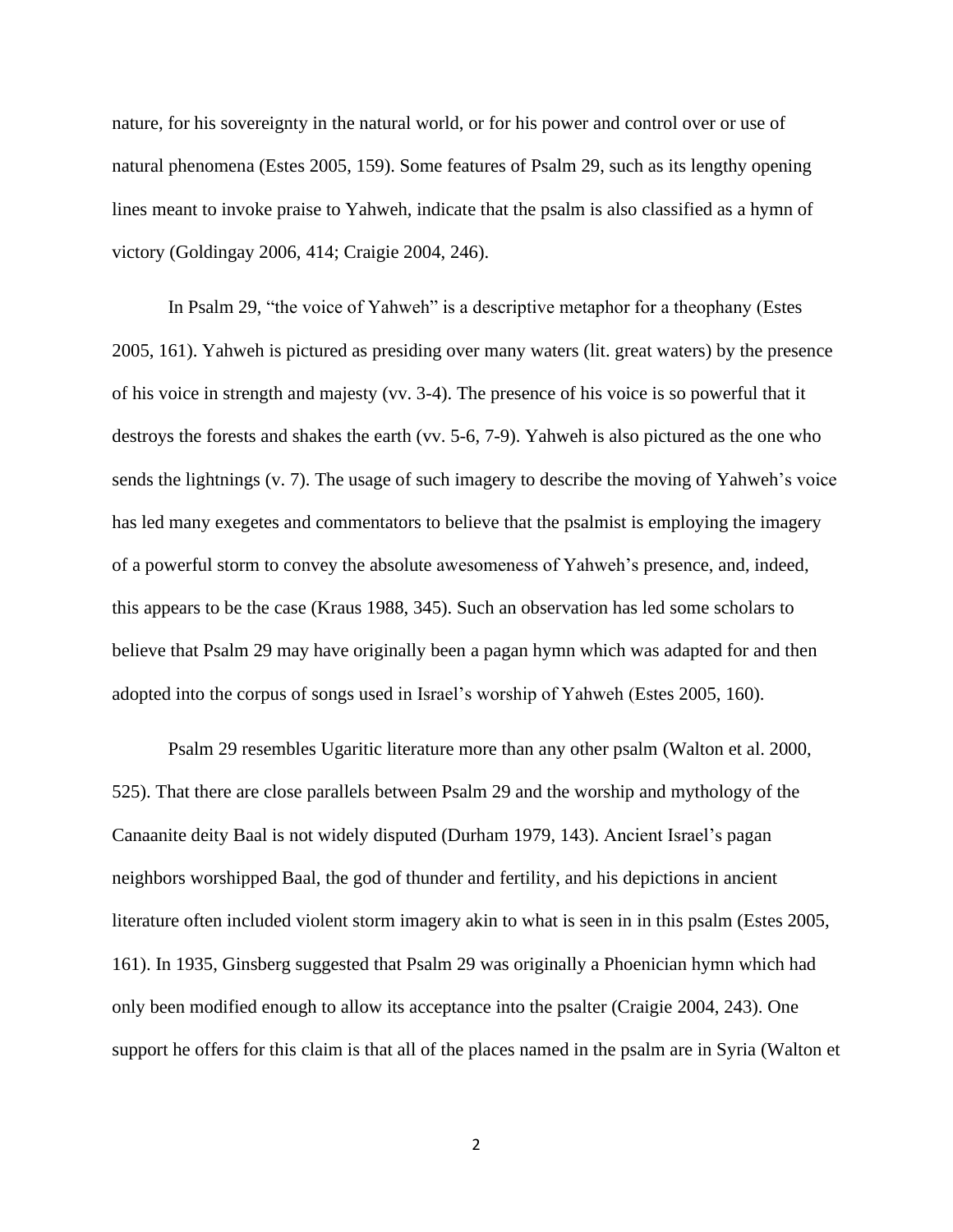nature, for his sovereignty in the natural world, or for his power and control over or use of natural phenomena (Estes 2005, 159). Some features of Psalm 29, such as its lengthy opening lines meant to invoke praise to Yahweh, indicate that the psalm is also classified as a hymn of victory (Goldingay 2006, 414; Craigie 2004, 246).

In Psalm 29, "the voice of Yahweh" is a descriptive metaphor for a theophany (Estes 2005, 161). Yahweh is pictured as presiding over many waters (lit. great waters) by the presence of his voice in strength and majesty (vv. 3-4). The presence of his voice is so powerful that it destroys the forests and shakes the earth (vv. 5-6, 7-9). Yahweh is also pictured as the one who sends the lightnings (v. 7). The usage of such imagery to describe the moving of Yahweh's voice has led many exegetes and commentators to believe that the psalmist is employing the imagery of a powerful storm to convey the absolute awesomeness of Yahweh's presence, and, indeed, this appears to be the case (Kraus 1988, 345). Such an observation has led some scholars to believe that Psalm 29 may have originally been a pagan hymn which was adapted for and then adopted into the corpus of songs used in Israel's worship of Yahweh (Estes 2005, 160).

Psalm 29 resembles Ugaritic literature more than any other psalm (Walton et al. 2000, 525). That there are close parallels between Psalm 29 and the worship and mythology of the Canaanite deity Baal is not widely disputed (Durham 1979, 143). Ancient Israel's pagan neighbors worshipped Baal, the god of thunder and fertility, and his depictions in ancient literature often included violent storm imagery akin to what is seen in in this psalm (Estes 2005, 161). In 1935, Ginsberg suggested that Psalm 29 was originally a Phoenician hymn which had only been modified enough to allow its acceptance into the psalter (Craigie 2004, 243). One support he offers for this claim is that all of the places named in the psalm are in Syria (Walton et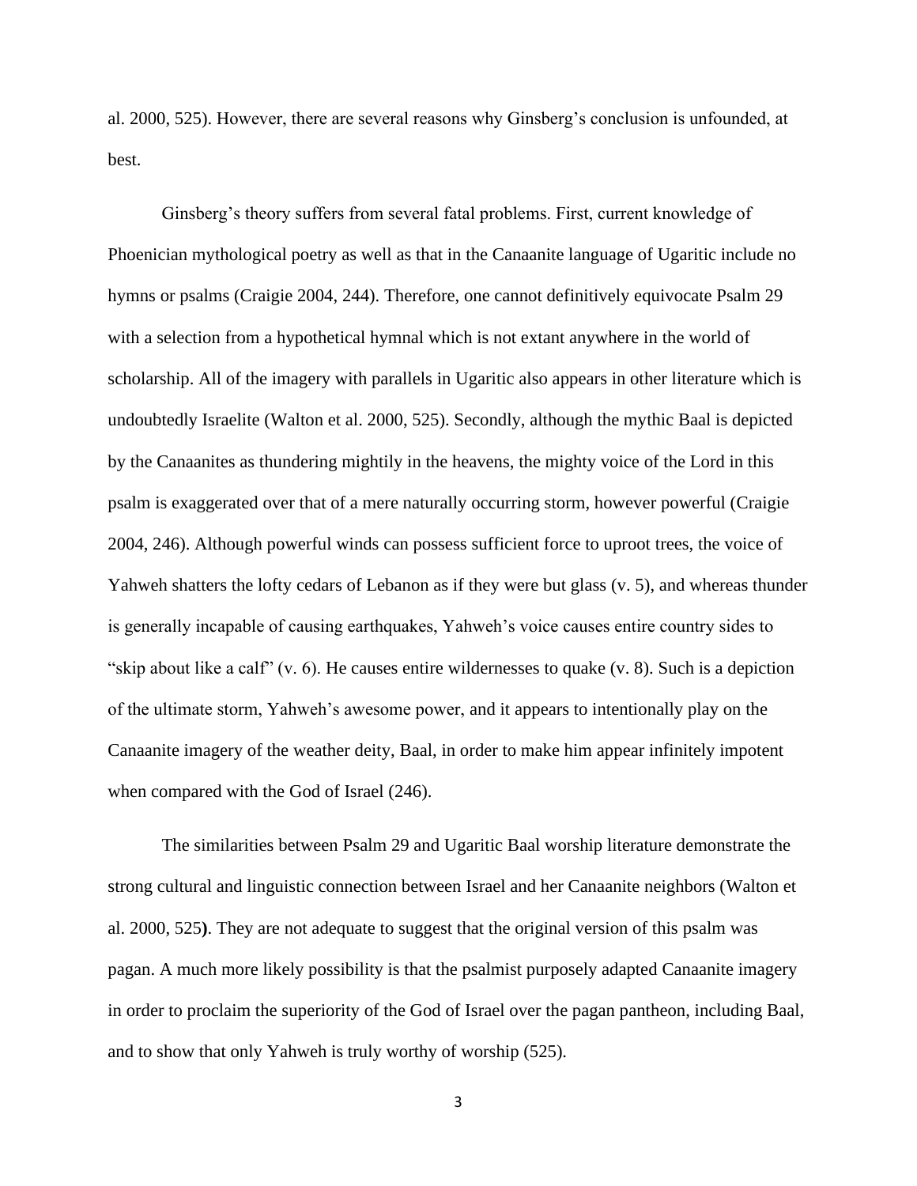al. 2000, 525). However, there are several reasons why Ginsberg's conclusion is unfounded, at best.

Ginsberg's theory suffers from several fatal problems. First, current knowledge of Phoenician mythological poetry as well as that in the Canaanite language of Ugaritic include no hymns or psalms (Craigie 2004, 244). Therefore, one cannot definitively equivocate Psalm 29 with a selection from a hypothetical hymnal which is not extant anywhere in the world of scholarship. All of the imagery with parallels in Ugaritic also appears in other literature which is undoubtedly Israelite (Walton et al. 2000, 525). Secondly, although the mythic Baal is depicted by the Canaanites as thundering mightily in the heavens, the mighty voice of the Lord in this psalm is exaggerated over that of a mere naturally occurring storm, however powerful (Craigie 2004, 246). Although powerful winds can possess sufficient force to uproot trees, the voice of Yahweh shatters the lofty cedars of Lebanon as if they were but glass (v. 5), and whereas thunder is generally incapable of causing earthquakes, Yahweh's voice causes entire country sides to "skip about like a calf" (v. 6). He causes entire wildernesses to quake (v. 8). Such is a depiction of the ultimate storm, Yahweh's awesome power, and it appears to intentionally play on the Canaanite imagery of the weather deity, Baal, in order to make him appear infinitely impotent when compared with the God of Israel (246).

The similarities between Psalm 29 and Ugaritic Baal worship literature demonstrate the strong cultural and linguistic connection between Israel and her Canaanite neighbors (Walton et al. 2000, 525). They are not adequate to suggest that the original version of this psalm was pagan. A much more likely possibility is that the psalmist purposely adapted Canaanite imagery in order to proclaim the superiority of the God of Israel over the pagan pantheon, including Baal, and to show that only Yahweh is truly worthy of worship (525).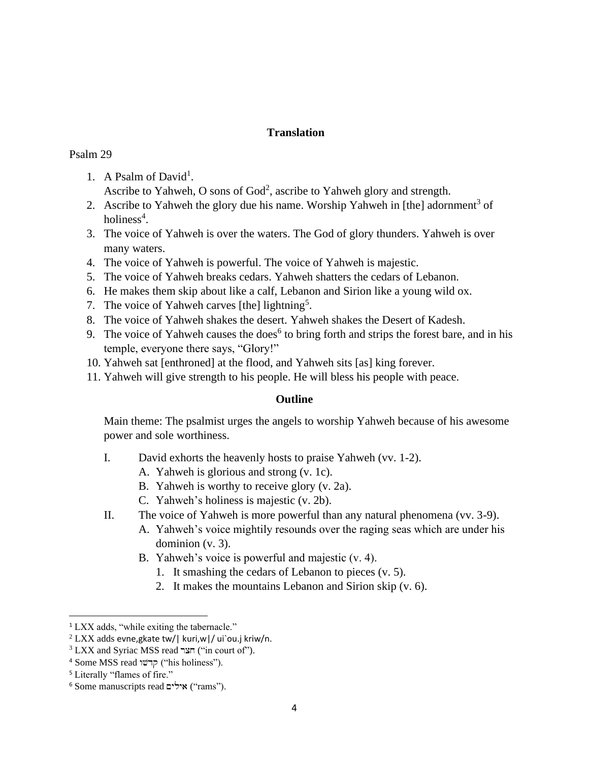## Translation

Psalm 29

1. A Psalm of David[1].
   Ascribe to Yahweh, O sons of God[2], ascribe to Yahweh glory and strength.
2. Ascribe to Yahweh the glory due his name. Worship Yahweh in [the] adornment[3] of holiness[4].
3. The voice of Yahweh is over the waters. The God of glory thunders. Yahweh is over many waters.
4. The voice of Yahweh is powerful. The voice of Yahweh is majestic.
5. The voice of Yahweh breaks cedars. Yahweh shatters the cedars of Lebanon.
6. He makes them skip about like a calf, Lebanon and Sirion like a young wild ox.
7. The voice of Yahweh carves [the] lightning[5].
8. The voice of Yahweh shakes the desert. Yahweh shakes the Desert of Kadesh.
9. The voice of Yahweh causes the does[6] to bring forth and strips the forest bare, and in his temple, everyone there says, "Glory!"
10. Yahweh sat [enthroned] at the flood, and Yahweh sits [as] king forever.
11. Yahweh will give strength to his people. He will bless his people with peace.

## Outline

Main theme: The psalmist urges the angels to worship Yahweh because of his awesome power and sole worthiness.

I. David exhorts the heavenly hosts to praise Yahweh (vv. 1-2).
   A. Yahweh is glorious and strong (v. 1c).
   B. Yahweh is worthy to receive glory (v. 2a).
   C. Yahweh's holiness is majestic (v. 2b).
II. The voice of Yahweh is more powerful than any natural phenomena (vv. 3-9).
   A. Yahweh's voice mightily resounds over the raging seas which are under his dominion (v. 3).
   B. Yahweh's voice is powerful and majestic (v. 4).
      1. It smashing the cedars of Lebanon to pieces (v. 5).
      2. It makes the mountains Lebanon and Sirion skip (v. 6).

---

[1] LXX adds, "while exiting the tabernacle."

[2] LXX adds evne,gkate tw/| kuri,w|/ ui`ou.j kriw/n.

[3] LXX and Syriac MSS read חצר ("in court of").

[4] Some MSS read קָדְשׁוֹ ("his holiness").

[5] Literally "flames of fire."

[6] Some manuscripts read אילים ("rams").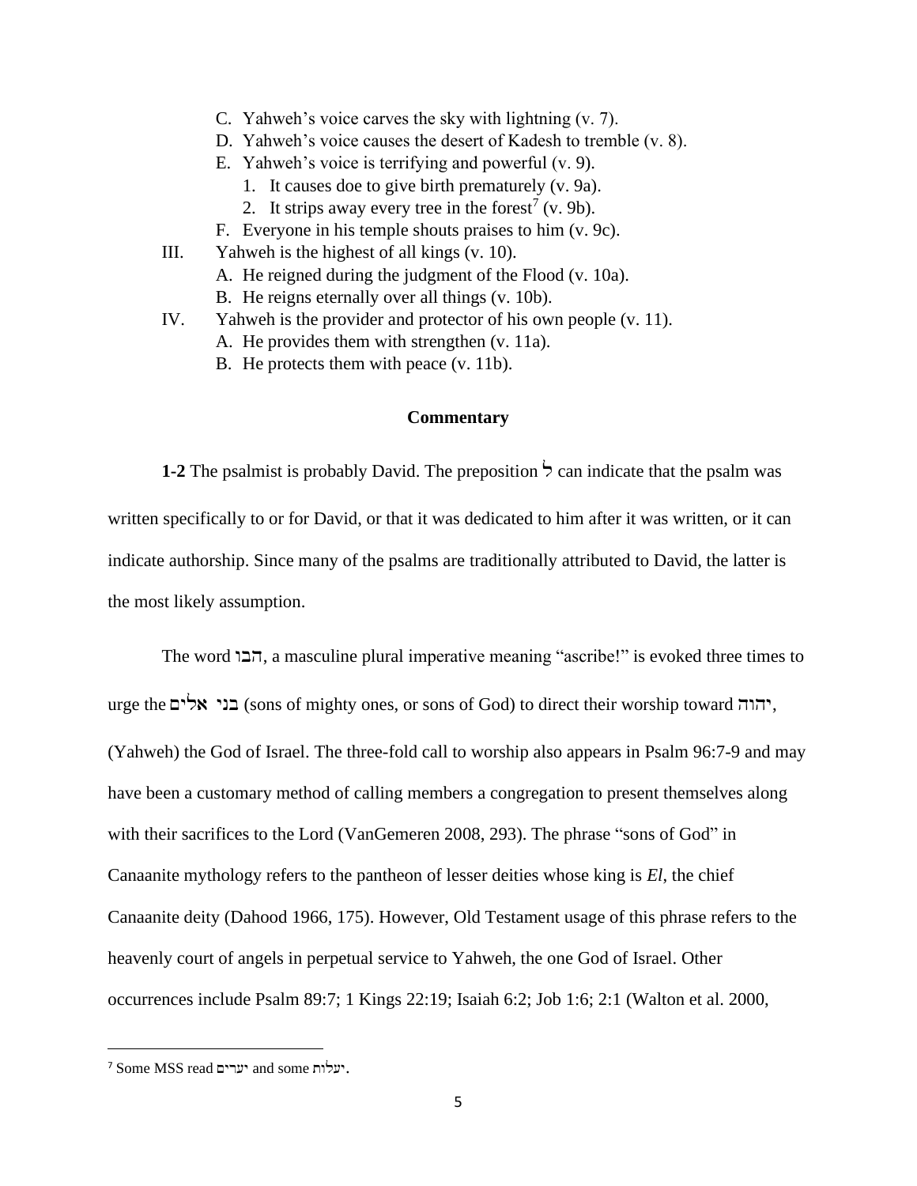C. Yahweh's voice carves the sky with lightning (v. 7).
D. Yahweh's voice causes the desert of Kadesh to tremble (v. 8).
E. Yahweh's voice is terrifying and powerful (v. 9).
   1. It causes doe to give birth prematurely (v. 9a).
   2. It strips away every tree in the forest[7] (v. 9b).
F. Everyone in his temple shouts praises to him (v. 9c).

III. Yahweh is the highest of all kings (v. 10).
   A. He reigned during the judgment of the Flood (v. 10a).
   B. He reigns eternally over all things (v. 10b).

IV. Yahweh is the provider and protector of his own people (v. 11).
   A. He provides them with strengthen (v. 11a).
   B. He protects them with peace (v. 11b).

## Commentary

**1-2** The psalmist is probably David. The preposition לְ can indicate that the psalm was written specifically to or for David, or that it was dedicated to him after it was written, or it can indicate authorship. Since many of the psalms are traditionally attributed to David, the latter is the most likely assumption.

The word הבו, a masculine plural imperative meaning "ascribe!" is evoked three times to urge the בני אלים (sons of mighty ones, or sons of God) to direct their worship toward יהוה, (Yahweh) the God of Israel. The three-fold call to worship also appears in Psalm 96:7-9 and may have been a customary method of calling members a congregation to present themselves along with their sacrifices to the Lord (VanGemeren 2008, 293). The phrase "sons of God" in Canaanite mythology refers to the pantheon of lesser deities whose king is *El*, the chief Canaanite deity (Dahood 1966, 175). However, Old Testament usage of this phrase refers to the heavenly court of angels in perpetual service to Yahweh, the one God of Israel. Other occurrences include Psalm 89:7; 1 Kings 22:19; Isaiah 6:2; Job 1:6; 2:1 (Walton et al. 2000,

---

[7] Some MSS read יערים and some יעלות.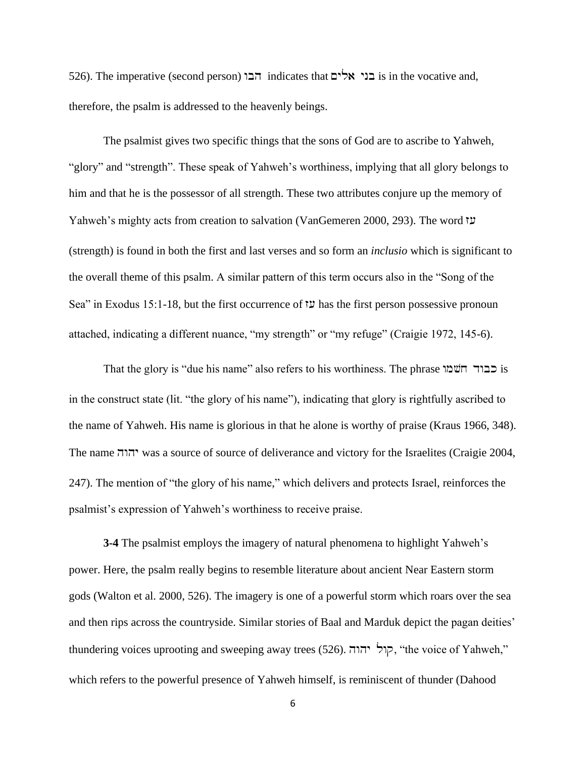526). The imperative (second person) הבו indicates that בני אלים is in the vocative and, therefore, the psalm is addressed to the heavenly beings.

The psalmist gives two specific things that the sons of God are to ascribe to Yahweh, “glory” and “strength”. These speak of Yahweh’s worthiness, implying that all glory belongs to him and that he is the possessor of all strength. These two attributes conjure up the memory of Yahweh’s mighty acts from creation to salvation (VanGemeren 2000, 293). The word עז (strength) is found in both the first and last verses and so form an *inclusio* which is significant to the overall theme of this psalm. A similar pattern of this term occurs also in the “Song of the Sea” in Exodus 15:1-18, but the first occurrence of עז has the first person possessive pronoun attached, indicating a different nuance, “my strength” or “my refuge” (Craigie 1972, 145-6).

That the glory is “due his name” also refers to his worthiness. The phrase כבוד חשמו is in the construct state (lit. “the glory of his name”), indicating that glory is rightfully ascribed to the name of Yahweh. His name is glorious in that he alone is worthy of praise (Kraus 1966, 348). The name יהוה was a source of source of deliverance and victory for the Israelites (Craigie 2004, 247). The mention of “the glory of his name,” which delivers and protects Israel, reinforces the psalmist’s expression of Yahweh’s worthiness to receive praise.

**3-4** The psalmist employs the imagery of natural phenomena to highlight Yahweh’s power. Here, the psalm really begins to resemble literature about ancient Near Eastern storm gods (Walton et al. 2000, 526). The imagery is one of a powerful storm which roars over the sea and then rips across the countryside. Similar stories of Baal and Marduk depict the pagan deities’ thundering voices uprooting and sweeping away trees (526). קול יהוה, “the voice of Yahweh,” which refers to the powerful presence of Yahweh himself, is reminiscent of thunder (Dahood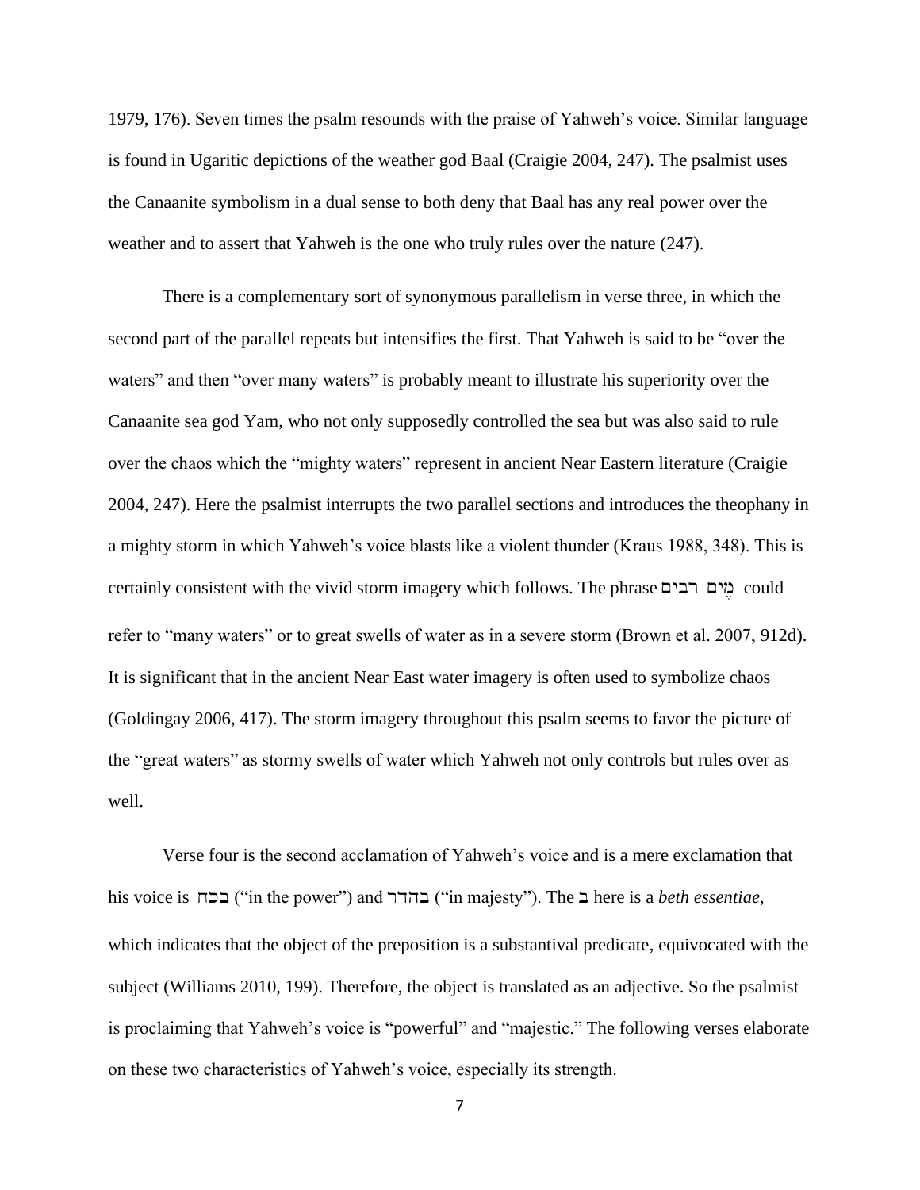1979, 176). Seven times the psalm resounds with the praise of Yahweh's voice. Similar language is found in Ugaritic depictions of the weather god Baal (Craigie 2004, 247). The psalmist uses the Canaanite symbolism in a dual sense to both deny that Baal has any real power over the weather and to assert that Yahweh is the one who truly rules over the nature (247).

There is a complementary sort of synonymous parallelism in verse three, in which the second part of the parallel repeats but intensifies the first. That Yahweh is said to be "over the waters" and then "over many waters" is probably meant to illustrate his superiority over the Canaanite sea god Yam, who not only supposedly controlled the sea but was also said to rule over the chaos which the "mighty waters" represent in ancient Near Eastern literature (Craigie 2004, 247). Here the psalmist interrupts the two parallel sections and introduces the theophany in a mighty storm in which Yahweh's voice blasts like a violent thunder (Kraus 1988, 348). This is certainly consistent with the vivid storm imagery which follows. The phrase מַ֫יִם רבים could refer to "many waters" or to great swells of water as in a severe storm (Brown et al. 2007, 912d). It is significant that in the ancient Near East water imagery is often used to symbolize chaos (Goldingay 2006, 417). The storm imagery throughout this psalm seems to favor the picture of the "great waters" as stormy swells of water which Yahweh not only controls but rules over as well.

Verse four is the second acclamation of Yahweh's voice and is a mere exclamation that his voice is בכח ("in the power") and בהדר ("in majesty"). The ב here is a *beth essentiae*, which indicates that the object of the preposition is a substantival predicate, equivocated with the subject (Williams 2010, 199). Therefore, the object is translated as an adjective. So the psalmist is proclaiming that Yahweh's voice is "powerful" and "majestic." The following verses elaborate on these two characteristics of Yahweh's voice, especially its strength.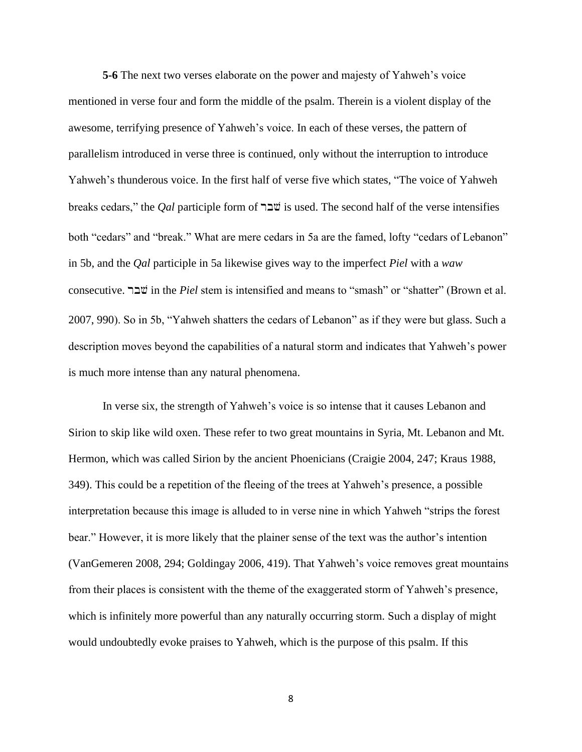**5-6** The next two verses elaborate on the power and majesty of Yahweh's voice mentioned in verse four and form the middle of the psalm. Therein is a violent display of the awesome, terrifying presence of Yahweh's voice. In each of these verses, the pattern of parallelism introduced in verse three is continued, only without the interruption to introduce Yahweh's thunderous voice. In the first half of verse five which states, "The voice of Yahweh breaks cedars," the *Qal* participle form of שׁבר is used. The second half of the verse intensifies both "cedars" and "break." What are mere cedars in 5a are the famed, lofty "cedars of Lebanon" in 5b, and the *Qal* participle in 5a likewise gives way to the imperfect *Piel* with a *waw* consecutive. שׁבר in the *Piel* stem is intensified and means to "smash" or "shatter" (Brown et al. 2007, 990). So in 5b, "Yahweh shatters the cedars of Lebanon" as if they were but glass. Such a description moves beyond the capabilities of a natural storm and indicates that Yahweh's power is much more intense than any natural phenomena.

In verse six, the strength of Yahweh's voice is so intense that it causes Lebanon and Sirion to skip like wild oxen. These refer to two great mountains in Syria, Mt. Lebanon and Mt. Hermon, which was called Sirion by the ancient Phoenicians (Craigie 2004, 247; Kraus 1988, 349). This could be a repetition of the fleeing of the trees at Yahweh's presence, a possible interpretation because this image is alluded to in verse nine in which Yahweh "strips the forest bear." However, it is more likely that the plainer sense of the text was the author's intention (VanGemeren 2008, 294; Goldingay 2006, 419). That Yahweh's voice removes great mountains from their places is consistent with the theme of the exaggerated storm of Yahweh's presence, which is infinitely more powerful than any naturally occurring storm. Such a display of might would undoubtedly evoke praises to Yahweh, which is the purpose of this psalm. If this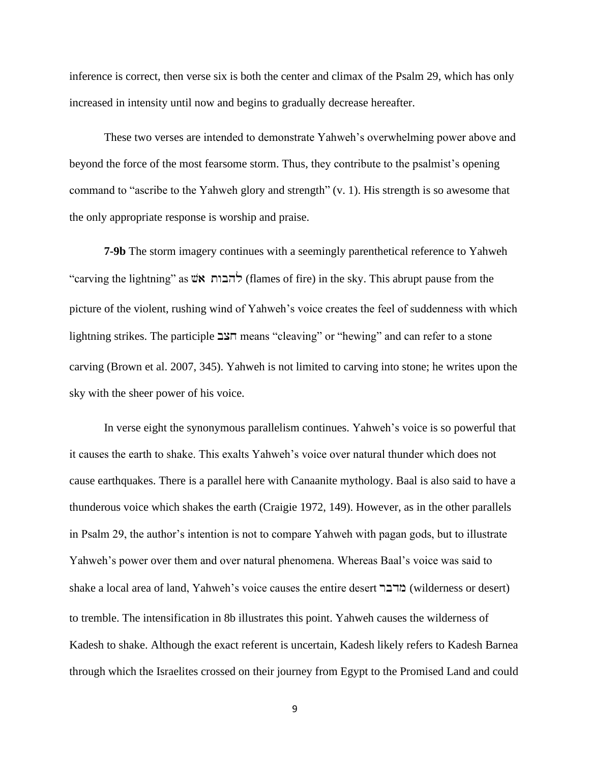inference is correct, then verse six is both the center and climax of the Psalm 29, which has only increased in intensity until now and begins to gradually decrease hereafter.

These two verses are intended to demonstrate Yahweh's overwhelming power above and beyond the force of the most fearsome storm. Thus, they contribute to the psalmist's opening command to "ascribe to the Yahweh glory and strength" (v. 1). His strength is so awesome that the only appropriate response is worship and praise.

**7-9b** The storm imagery continues with a seemingly parenthetical reference to Yahweh "carving the lightning" as להבות אשׁ (flames of fire) in the sky. This abrupt pause from the picture of the violent, rushing wind of Yahweh's voice creates the feel of suddenness with which lightning strikes. The participle חצב means "cleaving" or "hewing" and can refer to a stone carving (Brown et al. 2007, 345). Yahweh is not limited to carving into stone; he writes upon the sky with the sheer power of his voice.

In verse eight the synonymous parallelism continues. Yahweh's voice is so powerful that it causes the earth to shake. This exalts Yahweh's voice over natural thunder which does not cause earthquakes. There is a parallel here with Canaanite mythology. Baal is also said to have a thunderous voice which shakes the earth (Craigie 1972, 149). However, as in the other parallels in Psalm 29, the author's intention is not to compare Yahweh with pagan gods, but to illustrate Yahweh's power over them and over natural phenomena. Whereas Baal's voice was said to shake a local area of land, Yahweh's voice causes the entire desert מדבר (wilderness or desert) to tremble. The intensification in 8b illustrates this point. Yahweh causes the wilderness of Kadesh to shake. Although the exact referent is uncertain, Kadesh likely refers to Kadesh Barnea through which the Israelites crossed on their journey from Egypt to the Promised Land and could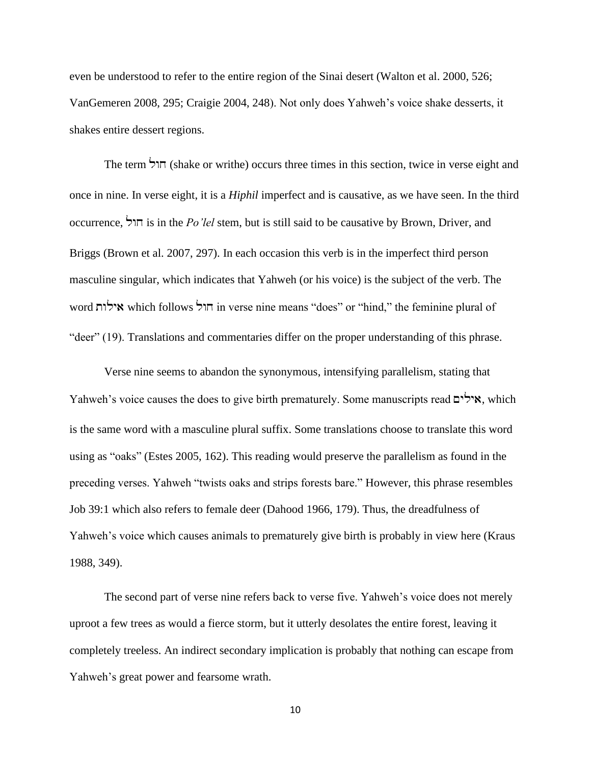even be understood to refer to the entire region of the Sinai desert (Walton et al. 2000, 526; VanGemeren 2008, 295; Craigie 2004, 248). Not only does Yahweh's voice shake desserts, it shakes entire dessert regions.

The term חול (shake or writhe) occurs three times in this section, twice in verse eight and once in nine. In verse eight, it is a *Hiphil* imperfect and is causative, as we have seen. In the third occurrence, חול is in the *Po'lel* stem, but is still said to be causative by Brown, Driver, and Briggs (Brown et al. 2007, 297). In each occasion this verb is in the imperfect third person masculine singular, which indicates that Yahweh (or his voice) is the subject of the verb. The word אילות which follows חול in verse nine means "does" or "hind," the feminine plural of "deer" (19). Translations and commentaries differ on the proper understanding of this phrase.

Verse nine seems to abandon the synonymous, intensifying parallelism, stating that Yahweh's voice causes the does to give birth prematurely. Some manuscripts read אילים, which is the same word with a masculine plural suffix. Some translations choose to translate this word using as "oaks" (Estes 2005, 162). This reading would preserve the parallelism as found in the preceding verses. Yahweh "twists oaks and strips forests bare." However, this phrase resembles Job 39:1 which also refers to female deer (Dahood 1966, 179). Thus, the dreadfulness of Yahweh's voice which causes animals to prematurely give birth is probably in view here (Kraus 1988, 349).

The second part of verse nine refers back to verse five. Yahweh's voice does not merely uproot a few trees as would a fierce storm, but it utterly desolates the entire forest, leaving it completely treeless. An indirect secondary implication is probably that nothing can escape from Yahweh's great power and fearsome wrath.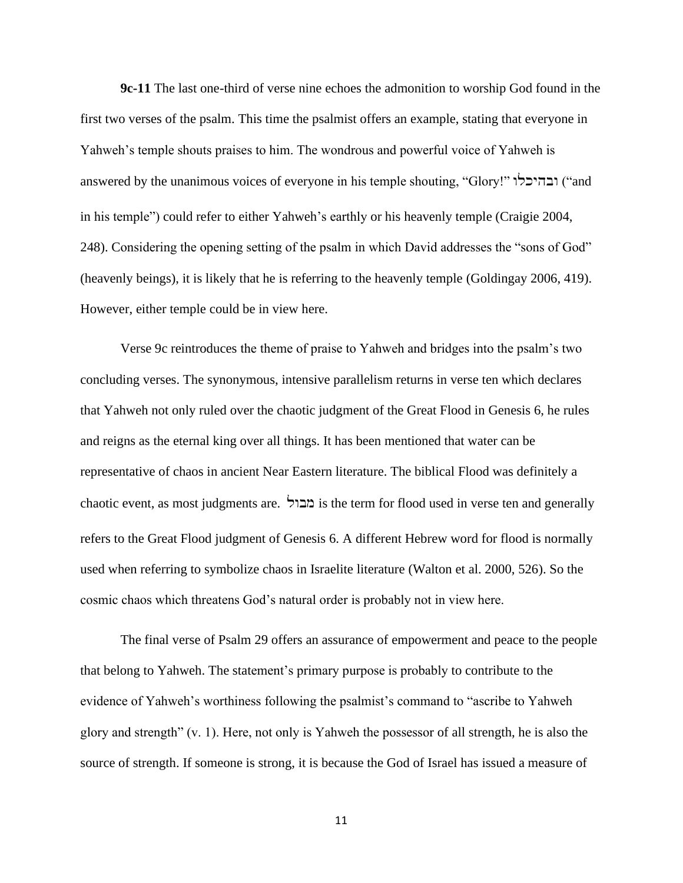**9c-11** The last one-third of verse nine echoes the admonition to worship God found in the first two verses of the psalm. This time the psalmist offers an example, stating that everyone in Yahweh's temple shouts praises to him. The wondrous and powerful voice of Yahweh is answered by the unanimous voices of everyone in his temple shouting, "Glory!" ובהיכלו ("and in his temple") could refer to either Yahweh's earthly or his heavenly temple (Craigie 2004, 248). Considering the opening setting of the psalm in which David addresses the "sons of God" (heavenly beings), it is likely that he is referring to the heavenly temple (Goldingay 2006, 419). However, either temple could be in view here.

Verse 9c reintroduces the theme of praise to Yahweh and bridges into the psalm's two concluding verses. The synonymous, intensive parallelism returns in verse ten which declares that Yahweh not only ruled over the chaotic judgment of the Great Flood in Genesis 6, he rules and reigns as the eternal king over all things. It has been mentioned that water can be representative of chaos in ancient Near Eastern literature. The biblical Flood was definitely a chaotic event, as most judgments are. מבול is the term for flood used in verse ten and generally refers to the Great Flood judgment of Genesis 6. A different Hebrew word for flood is normally used when referring to symbolize chaos in Israelite literature (Walton et al. 2000, 526). So the cosmic chaos which threatens God's natural order is probably not in view here.

The final verse of Psalm 29 offers an assurance of empowerment and peace to the people that belong to Yahweh. The statement's primary purpose is probably to contribute to the evidence of Yahweh's worthiness following the psalmist's command to "ascribe to Yahweh glory and strength" (v. 1). Here, not only is Yahweh the possessor of all strength, he is also the source of strength. If someone is strong, it is because the God of Israel has issued a measure of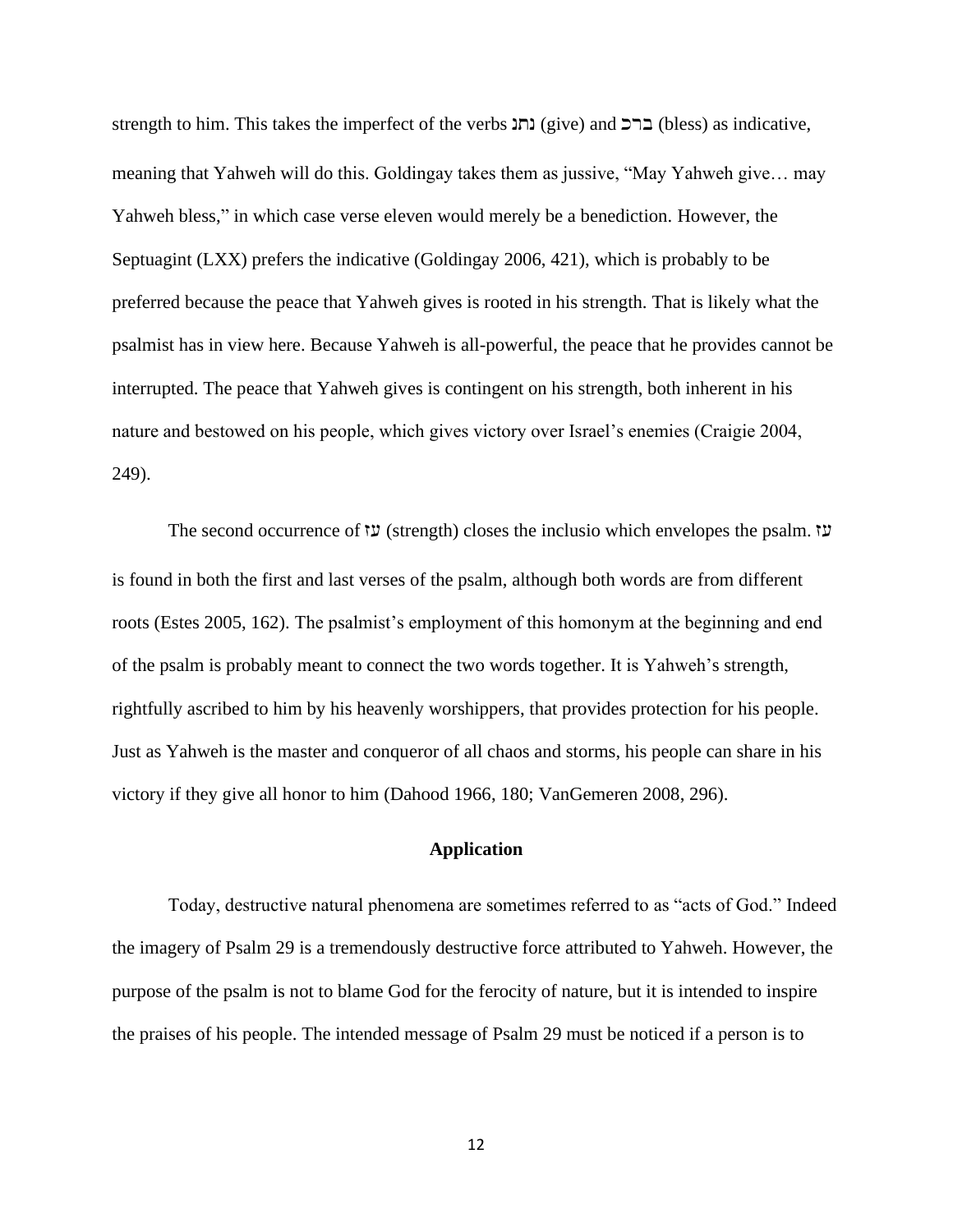strength to him. This takes the imperfect of the verbs נתנ (give) and ברכ (bless) as indicative, meaning that Yahweh will do this. Goldingay takes them as jussive, "May Yahweh give… may Yahweh bless," in which case verse eleven would merely be a benediction. However, the Septuagint (LXX) prefers the indicative (Goldingay 2006, 421), which is probably to be preferred because the peace that Yahweh gives is rooted in his strength. That is likely what the psalmist has in view here. Because Yahweh is all-powerful, the peace that he provides cannot be interrupted. The peace that Yahweh gives is contingent on his strength, both inherent in his nature and bestowed on his people, which gives victory over Israel's enemies (Craigie 2004, 249).

The second occurrence of עז (strength) closes the inclusio which envelopes the psalm. עז is found in both the first and last verses of the psalm, although both words are from different roots (Estes 2005, 162). The psalmist's employment of this homonym at the beginning and end of the psalm is probably meant to connect the two words together. It is Yahweh's strength, rightfully ascribed to him by his heavenly worshippers, that provides protection for his people. Just as Yahweh is the master and conqueror of all chaos and storms, his people can share in his victory if they give all honor to him (Dahood 1966, 180; VanGemeren 2008, 296).

## Application

Today, destructive natural phenomena are sometimes referred to as "acts of God." Indeed the imagery of Psalm 29 is a tremendously destructive force attributed to Yahweh. However, the purpose of the psalm is not to blame God for the ferocity of nature, but it is intended to inspire the praises of his people. The intended message of Psalm 29 must be noticed if a person is to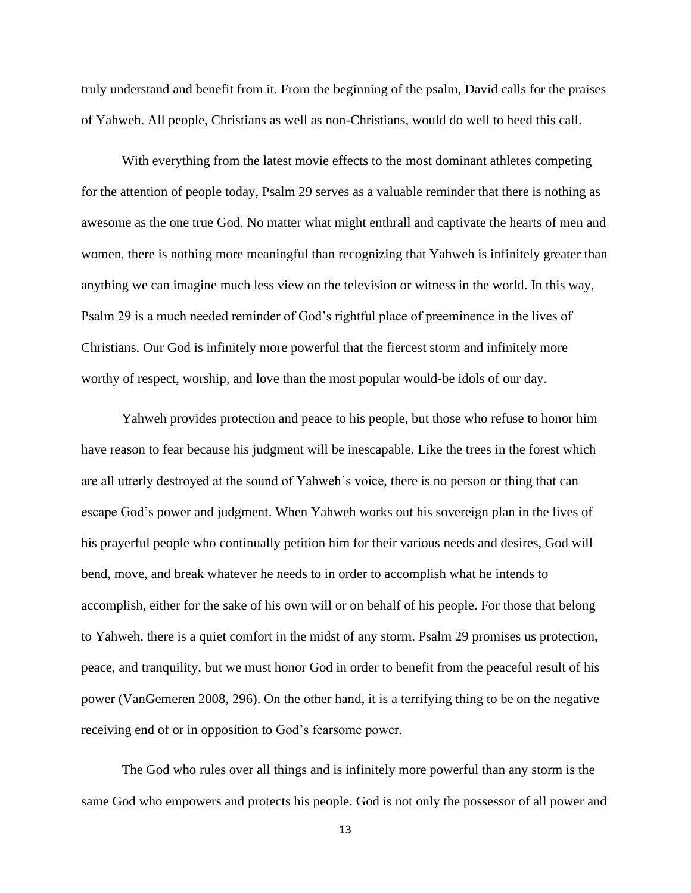truly understand and benefit from it. From the beginning of the psalm, David calls for the praises of Yahweh. All people, Christians as well as non-Christians, would do well to heed this call.

With everything from the latest movie effects to the most dominant athletes competing for the attention of people today, Psalm 29 serves as a valuable reminder that there is nothing as awesome as the one true God. No matter what might enthrall and captivate the hearts of men and women, there is nothing more meaningful than recognizing that Yahweh is infinitely greater than anything we can imagine much less view on the television or witness in the world. In this way, Psalm 29 is a much needed reminder of God's rightful place of preeminence in the lives of Christians. Our God is infinitely more powerful that the fiercest storm and infinitely more worthy of respect, worship, and love than the most popular would-be idols of our day.

Yahweh provides protection and peace to his people, but those who refuse to honor him have reason to fear because his judgment will be inescapable. Like the trees in the forest which are all utterly destroyed at the sound of Yahweh's voice, there is no person or thing that can escape God's power and judgment. When Yahweh works out his sovereign plan in the lives of his prayerful people who continually petition him for their various needs and desires, God will bend, move, and break whatever he needs to in order to accomplish what he intends to accomplish, either for the sake of his own will or on behalf of his people. For those that belong to Yahweh, there is a quiet comfort in the midst of any storm. Psalm 29 promises us protection, peace, and tranquility, but we must honor God in order to benefit from the peaceful result of his power (VanGemeren 2008, 296). On the other hand, it is a terrifying thing to be on the negative receiving end of or in opposition to God's fearsome power.

The God who rules over all things and is infinitely more powerful than any storm is the same God who empowers and protects his people. God is not only the possessor of all power and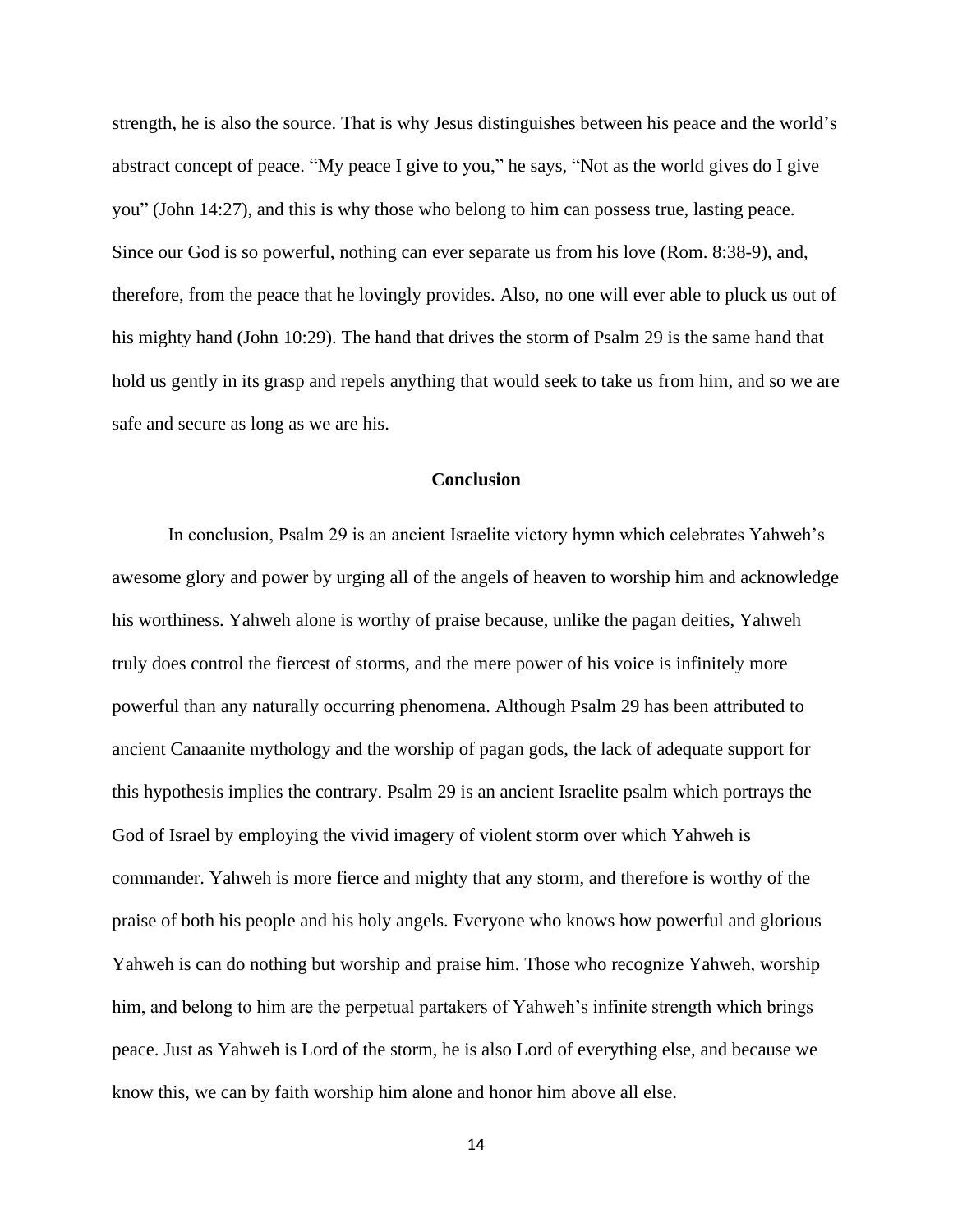strength, he is also the source. That is why Jesus distinguishes between his peace and the world's abstract concept of peace. "My peace I give to you," he says, "Not as the world gives do I give you" (John 14:27), and this is why those who belong to him can possess true, lasting peace. Since our God is so powerful, nothing can ever separate us from his love (Rom. 8:38-9), and, therefore, from the peace that he lovingly provides. Also, no one will ever able to pluck us out of his mighty hand (John 10:29). The hand that drives the storm of Psalm 29 is the same hand that hold us gently in its grasp and repels anything that would seek to take us from him, and so we are safe and secure as long as we are his.

## Conclusion

In conclusion, Psalm 29 is an ancient Israelite victory hymn which celebrates Yahweh's awesome glory and power by urging all of the angels of heaven to worship him and acknowledge his worthiness. Yahweh alone is worthy of praise because, unlike the pagan deities, Yahweh truly does control the fiercest of storms, and the mere power of his voice is infinitely more powerful than any naturally occurring phenomena. Although Psalm 29 has been attributed to ancient Canaanite mythology and the worship of pagan gods, the lack of adequate support for this hypothesis implies the contrary. Psalm 29 is an ancient Israelite psalm which portrays the God of Israel by employing the vivid imagery of violent storm over which Yahweh is commander. Yahweh is more fierce and mighty that any storm, and therefore is worthy of the praise of both his people and his holy angels. Everyone who knows how powerful and glorious Yahweh is can do nothing but worship and praise him. Those who recognize Yahweh, worship him, and belong to him are the perpetual partakers of Yahweh's infinite strength which brings peace. Just as Yahweh is Lord of the storm, he is also Lord of everything else, and because we know this, we can by faith worship him alone and honor him above all else.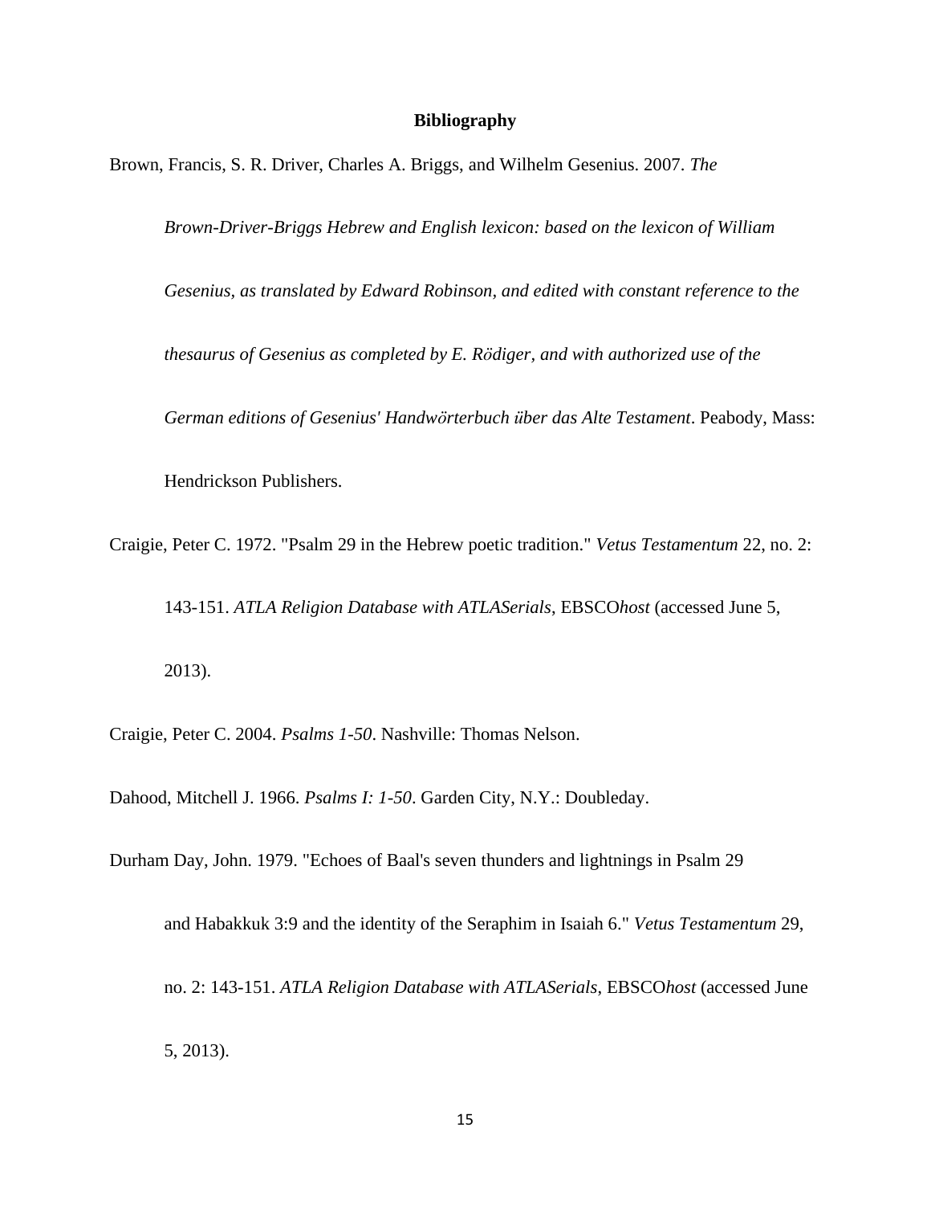# Bibliography

Brown, Francis, S. R. Driver, Charles A. Briggs, and Wilhelm Gesenius. 2007. *The Brown-Driver-Briggs Hebrew and English lexicon: based on the lexicon of William Gesenius, as translated by Edward Robinson, and edited with constant reference to the thesaurus of Gesenius as completed by E. Rödiger, and with authorized use of the German editions of Gesenius' Handwörterbuch über das Alte Testament*. Peabody, Mass: Hendrickson Publishers.

Craigie, Peter C. 1972. "Psalm 29 in the Hebrew poetic tradition." *Vetus Testamentum* 22, no. 2: 143-151. *ATLA Religion Database with ATLASerials*, EBSCO*host* (accessed June 5, 2013).

Craigie, Peter C. 2004. *Psalms 1-50*. Nashville: Thomas Nelson.

Dahood, Mitchell J. 1966. *Psalms I: 1-50*. Garden City, N.Y.: Doubleday.

Durham Day, John. 1979. "Echoes of Baal's seven thunders and lightnings in Psalm 29 and Habakkuk 3:9 and the identity of the Seraphim in Isaiah 6." *Vetus Testamentum* 29, no. 2: 143-151. *ATLA Religion Database with ATLASerials*, EBSCO*host* (accessed June 5, 2013).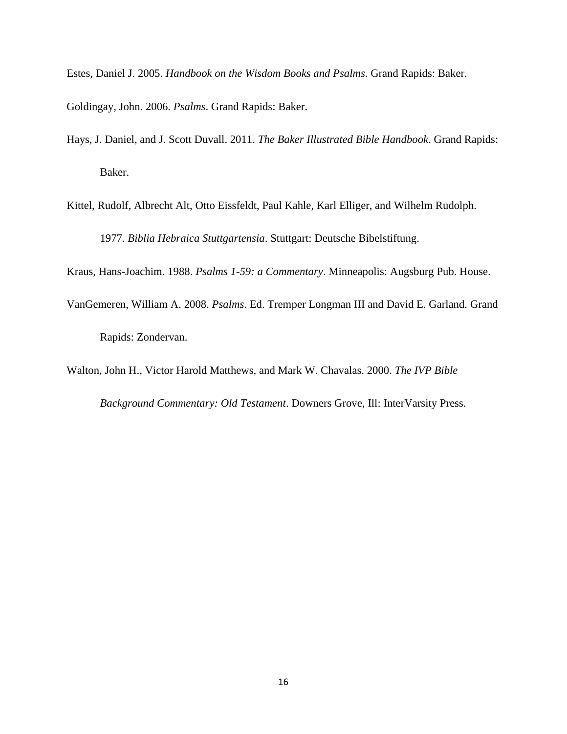Estes, Daniel J. 2005. *Handbook on the Wisdom Books and Psalms*. Grand Rapids: Baker.

Goldingay, John. 2006. *Psalms*. Grand Rapids: Baker.

Hays, J. Daniel, and J. Scott Duvall. 2011. *The Baker Illustrated Bible Handbook*. Grand Rapids: Baker.

Kittel, Rudolf, Albrecht Alt, Otto Eissfeldt, Paul Kahle, Karl Elliger, and Wilhelm Rudolph. 1977. *Biblia Hebraica Stuttgartensia*. Stuttgart: Deutsche Bibelstiftung.

Kraus, Hans-Joachim. 1988. *Psalms 1-59: a Commentary*. Minneapolis: Augsburg Pub. House.

VanGemeren, William A. 2008. *Psalms*. Ed. Tremper Longman III and David E. Garland. Grand Rapids: Zondervan.

Walton, John H., Victor Harold Matthews, and Mark W. Chavalas. 2000. *The IVP Bible Background Commentary: Old Testament*. Downers Grove, Ill: InterVarsity Press.